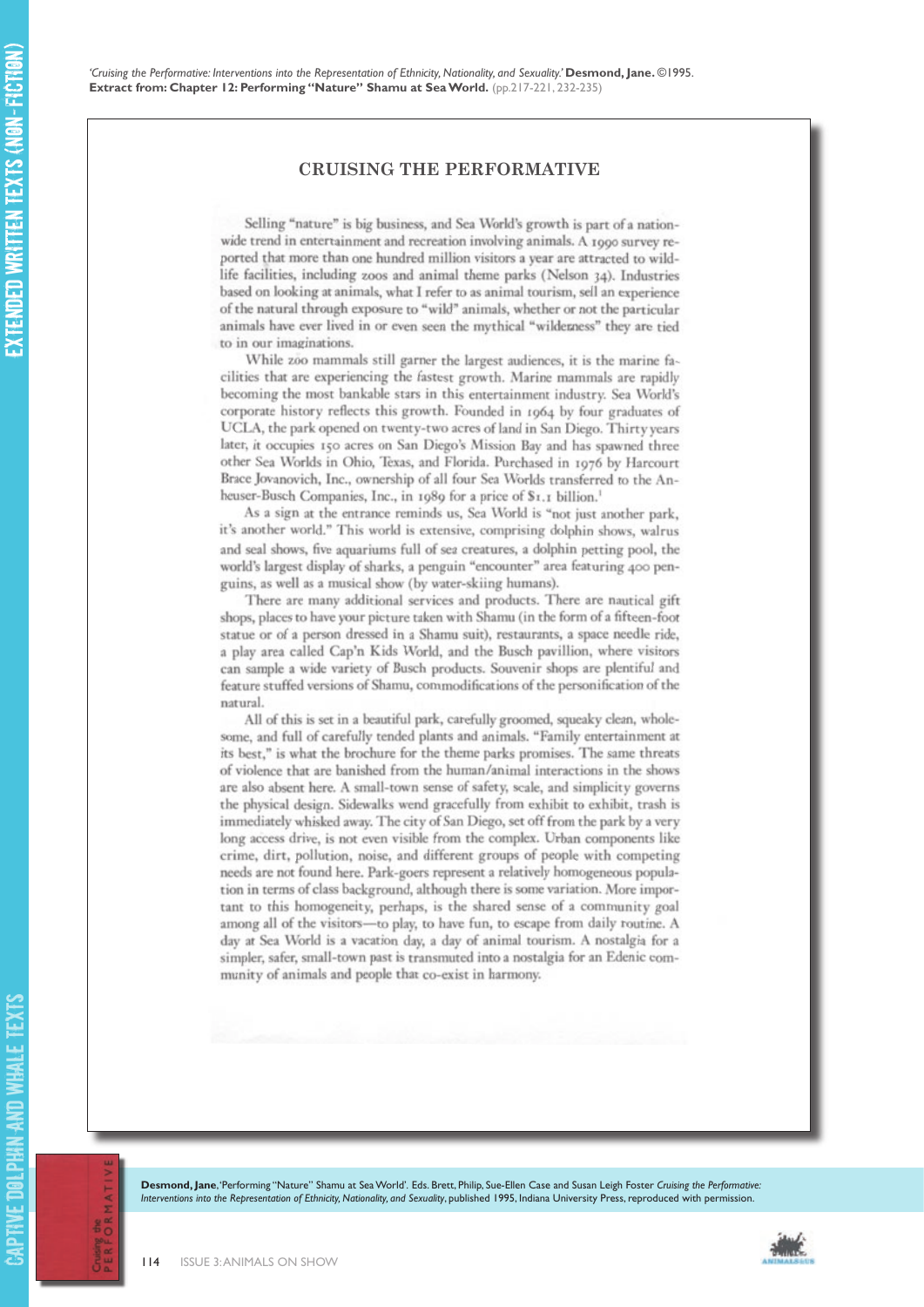*'Cruising the Performative: Interventions into the Representation of Ethnicity, Nationality, and Sexuality.'* **Desmond, Jane.** ©1995.
**Extract from: Chapter 12: Performing "Nature" Shamu at Sea World.** (pp.217-221, 232-235)

## CRUISING THE PERFORMATIVE

Selling "nature" is big business, and Sea World's growth is part of a nationwide trend in entertainment and recreation involving animals. A 1990 survey reported that more than one hundred million visitors a year are attracted to wildlife facilities, including zoos and animal theme parks (Nelson 34). Industries based on looking at animals, what I refer to as animal tourism, sell an experience of the natural through exposure to "wild" animals, whether or not the particular animals have ever lived in or even seen the mythical "wilderness" they are tied to in our imaginations.

While zoo mammals still garner the largest audiences, it is the marine facilities that are experiencing the fastest growth. Marine mammals are rapidly becoming the most bankable stars in this entertainment industry. Sea World's corporate history reflects this growth. Founded in 1964 by four graduates of UCLA, the park opened on twenty-two acres of land in San Diego. Thirty years later, it occupies 150 acres on San Diego's Mission Bay and has spawned three other Sea Worlds in Ohio, Texas, and Florida. Purchased in 1976 by Harcourt Brace Jovanovich, Inc., ownership of all four Sea Worlds transferred to the Anheuser-Busch Companies, Inc., in 1989 for a price of $1.1 billion.[1]

As a sign at the entrance reminds us, Sea World is "not just another park, it's another world." This world is extensive, comprising dolphin shows, walrus and seal shows, five aquariums full of sea creatures, a dolphin petting pool, the world's largest display of sharks, a penguin "encounter" area featuring 400 penguins, as well as a musical show (by water-skiing humans).

There are many additional services and products. There are nautical gift shops, places to have your picture taken with Shamu (in the form of a fifteen-foot statue or of a person dressed in a Shamu suit), restaurants, a space needle ride, a play area called Cap'n Kids World, and the Busch pavillion, where visitors can sample a wide variety of Busch products. Souvenir shops are plentiful and feature stuffed versions of Shamu, commodifications of the personification of the natural.

All of this is set in a beautiful park, carefully groomed, squeaky clean, wholesome, and full of carefully tended plants and animals. "Family entertainment at its best," is what the brochure for the theme parks promises. The same threats of violence that are banished from the human/animal interactions in the shows are also absent here. A small-town sense of safety, scale, and simplicity governs the physical design. Sidewalks wend gracefully from exhibit to exhibit, trash is immediately whisked away. The city of San Diego, set off from the park by a very long access drive, is not even visible from the complex. Urban components like crime, dirt, pollution, noise, and different groups of people with competing needs are not found here. Park-goers represent a relatively homogeneous population in terms of class background, although there is some variation. More important to this homogeneity, perhaps, is the shared sense of a community goal among all of the visitors—to play, to have fun, to escape from daily routine. A day at Sea World is a vacation day, a day of animal tourism. A nostalgia for a simpler, safer, small-town past is transmuted into a nostalgia for an Edenic community of animals and people that co-exist in harmony.

**Desmond, Jane**, 'Performing "Nature" Shamu at Sea World'. Eds. Brett, Philip, Sue-Ellen Case and Susan Leigh Foster *Cruising the Performative: Interventions into the Representation of Ethnicity, Nationality, and Sexuality*, published 1995, Indiana University Press, reproduced with permission.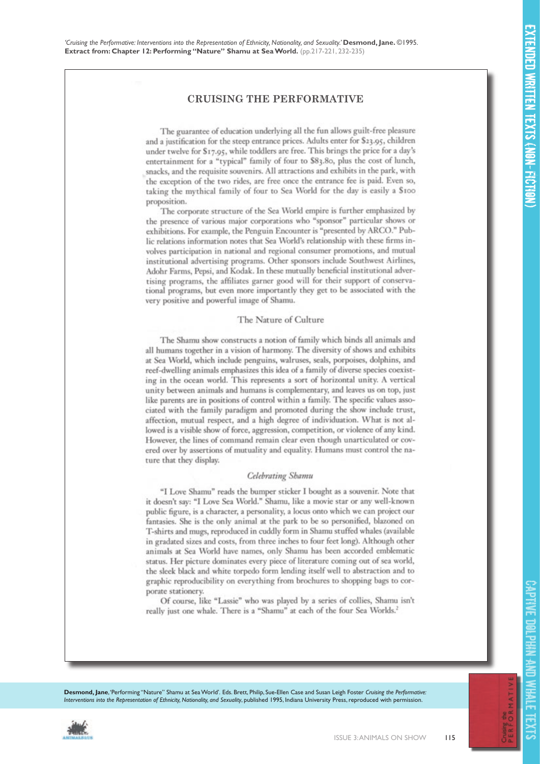'Cruising the Performative: Interventions into the Representation of Ethnicity, Nationality, and Sexuality.' **Desmond, Jane.** ©1995.
**Extract from: Chapter 12: Performing "Nature" Shamu at Sea World.** (pp.217-221, 232-235)

## CRUISING THE PERFORMATIVE

The guarantee of education underlying all the fun allows guilt-free pleasure and a justification for the steep entrance prices. Adults enter for $23.95, children under twelve for $17.95, while toddlers are free. This brings the price for a day's entertainment for a "typical" family of four to $83.80, plus the cost of lunch, snacks, and the requisite souvenirs. All attractions and exhibits in the park, with the exception of the two rides, are free once the entrance fee is paid. Even so, taking the mythical family of four to Sea World for the day is easily a $100 proposition.

The corporate structure of the Sea World empire is further emphasized by the presence of various major corporations who "sponsor" particular shows or exhibitions. For example, the Penguin Encounter is "presented by ARCO." Public relations information notes that Sea World's relationship with these firms involves participation in national and regional consumer promotions, and mutual institutional advertising programs. Other sponsors include Southwest Airlines, Adohr Farms, Pepsi, and Kodak. In these mutually beneficial institutional advertising programs, the affiliates garner good will for their support of conservational programs, but even more importantly they get to be associated with the very positive and powerful image of Shamu.

### The Nature of Culture

The Shamu show constructs a notion of family which binds all animals and all humans together in a vision of harmony. The diversity of shows and exhibits at Sea World, which include penguins, walruses, seals, porpoises, dolphins, and reef-dwelling animals emphasizes this idea of a family of diverse species coexisting in the ocean world. This represents a sort of horizontal unity. A vertical unity between animals and humans is complementary, and leaves us on top, just like parents are in positions of control within a family. The specific values associated with the family paradigm and promoted during the show include trust, affection, mutual respect, and a high degree of individuation. What is not allowed is a visible show of force, aggression, competition, or violence of any kind. However, the lines of command remain clear even though unarticulated or covered over by assertions of mutuality and equality. Humans must control the nature that they display.

#### *Celebrating Shamu*

"I Love Shamu" reads the bumper sticker I bought as a souvenir. Note that it doesn't say: "I Love Sea World." Shamu, like a movie star or any well-known public figure, is a character, a personality, a locus onto which we can project our fantasies. She is the only animal at the park to be so personified, blazoned on T-shirts and mugs, reproduced in cuddly form in Shamu stuffed whales (available in gradated sizes and costs, from three inches to four feet long). Although other animals at Sea World have names, only Shamu has been accorded emblematic status. Her picture dominates every piece of literature coming out of sea world, the sleek black and white torpedo form lending itself well to abstraction and to graphic reproducibility on everything from brochures to shopping bags to corporate stationery.

Of course, like "Lassie" who was played by a series of collies, Shamu isn't really just one whale. There is a "Shamu" at each of the four Sea Worlds.[2]

**Desmond, Jane**, 'Performing "Nature" Shamu at Sea World'. Eds. Brett, Philip, Sue-Ellen Case and Susan Leigh Foster *Cruising the Performative: Interventions into the Representation of Ethnicity, Nationality, and Sexuality*, published 1995, Indiana University Press, reproduced with permission.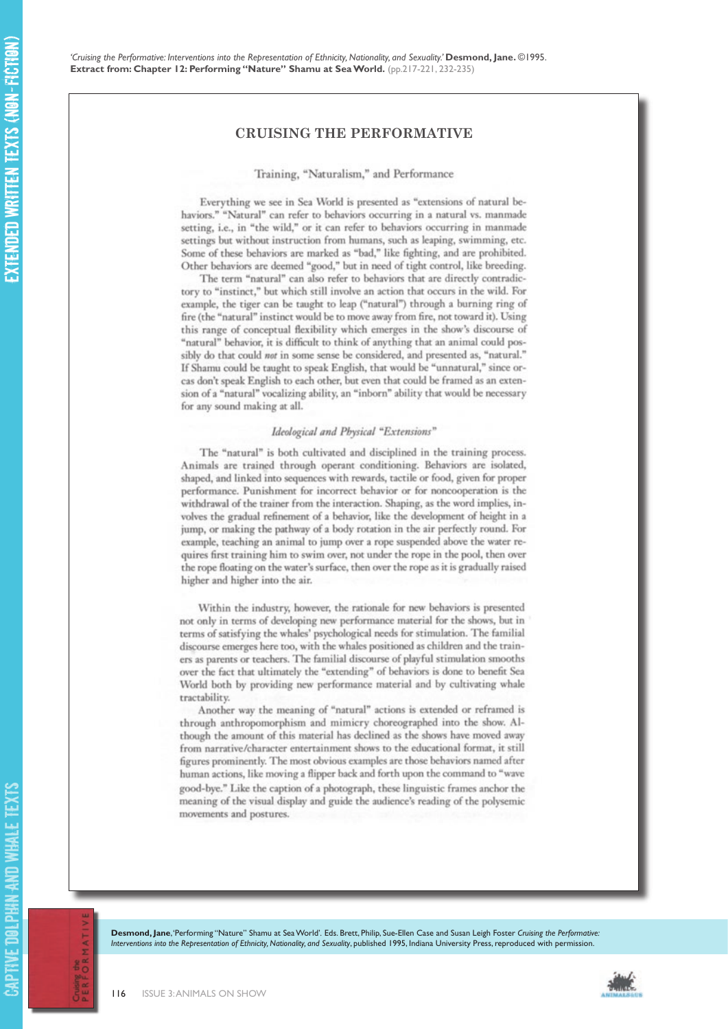*'Cruising the Performative: Interventions into the Representation of Ethnicity, Nationality, and Sexuality.'* **Desmond, Jane.** ©1995.
**Extract from: Chapter 12: Performing "Nature" Shamu at Sea World.** (pp.217-221, 232-235)

## CRUISING THE PERFORMATIVE

### Training, "Naturalism," and Performance

Everything we see in Sea World is presented as "extensions of natural behaviors." "Natural" can refer to behaviors occurring in a natural vs. manmade setting, i.e., in "the wild," or it can refer to behaviors occurring in manmade settings but without instruction from humans, such as leaping, swimming, etc. Some of these behaviors are marked as "bad," like fighting, and are prohibited. Other behaviors are deemed "good," but in need of tight control, like breeding.

The term "natural" can also refer to behaviors that are directly contradictory to "instinct," but which still involve an action that occurs in the wild. For example, the tiger can be taught to leap ("natural") through a burning ring of fire (the "natural" instinct would be to move away from fire, not toward it). Using this range of conceptual flexibility which emerges in the show's discourse of "natural" behavior, it is difficult to think of anything that an animal could possibly do that could *not* in some sense be considered, and presented as, "natural." If Shamu could be taught to speak English, that would be "unnatural," since orcas don't speak English to each other, but even that could be framed as an extension of a "natural" vocalizing ability, an "inborn" ability that would be necessary for any sound making at all.

#### *Ideological and Physical "Extensions"*

The "natural" is both cultivated and disciplined in the training process. Animals are trained through operant conditioning. Behaviors are isolated, shaped, and linked into sequences with rewards, tactile or food, given for proper performance. Punishment for incorrect behavior or for noncooperation is the withdrawal of the trainer from the interaction. Shaping, as the word implies, involves the gradual refinement of a behavior, like the development of height in a jump, or making the pathway of a body rotation in the air perfectly round. For example, teaching an animal to jump over a rope suspended above the water requires first training him to swim over, not under the rope in the pool, then over the rope floating on the water's surface, then over the rope as it is gradually raised higher and higher into the air.

Within the industry, however, the rationale for new behaviors is presented not only in terms of developing new performance material for the shows, but in terms of satisfying the whales' psychological needs for stimulation. The familial discourse emerges here too, with the whales positioned as children and the trainers as parents or teachers. The familial discourse of playful stimulation smooths over the fact that ultimately the "extending" of behaviors is done to benefit Sea World both by providing new performance material and by cultivating whale tractability.

Another way the meaning of "natural" actions is extended or reframed is through anthropomorphism and mimicry choreographed into the show. Although the amount of this material has declined as the shows have moved away from narrative/character entertainment shows to the educational format, it still figures prominently. The most obvious examples are those behaviors named after human actions, like moving a flipper back and forth upon the command to "wave good-bye." Like the caption of a photograph, these linguistic frames anchor the meaning of the visual display and guide the audience's reading of the polysemic movements and postures.

**Desmond, Jane**, 'Performing "Nature" Shamu at Sea World'. Eds. Brett, Philip, Sue-Ellen Case and Susan Leigh Foster *Cruising the Performative: Interventions into the Representation of Ethnicity, Nationality, and Sexuality*, published 1995, Indiana University Press, reproduced with permission.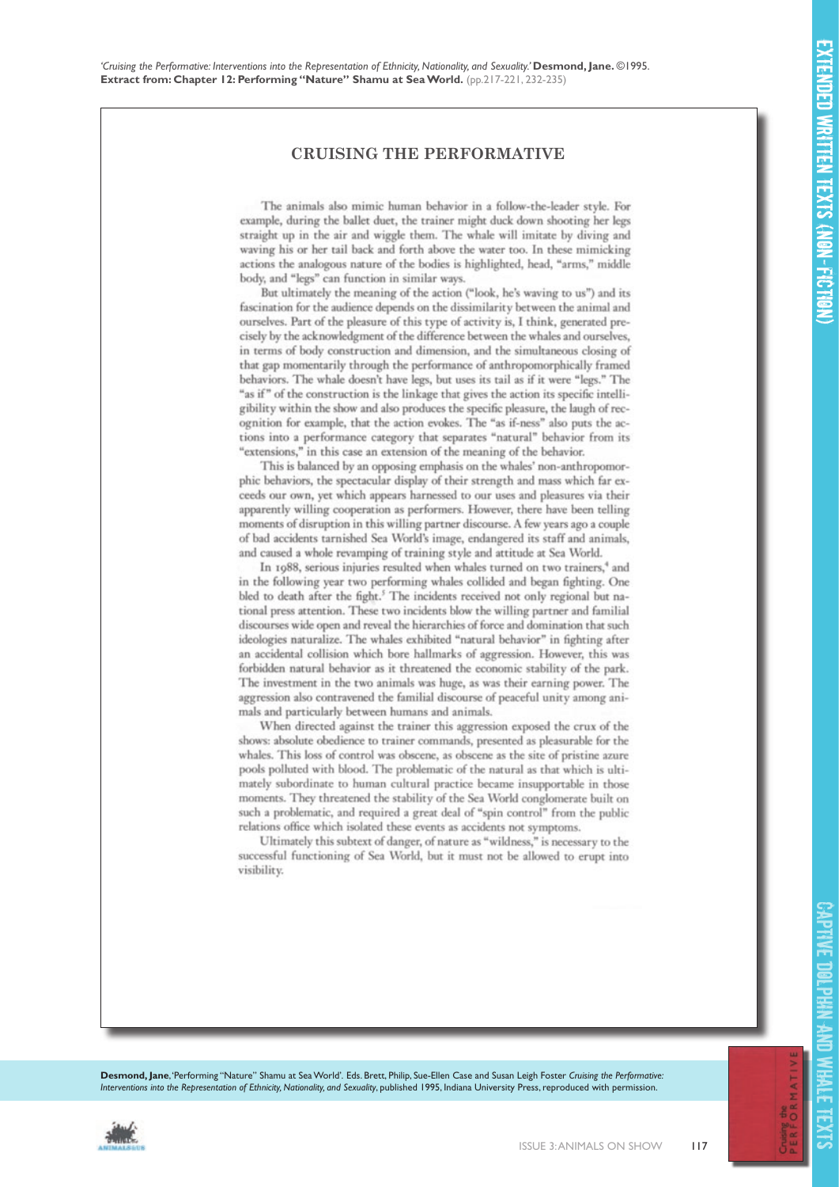*'Cruising the Performative: Interventions into the Representation of Ethnicity, Nationality, and Sexuality.'* **Desmond, Jane.** ©1995.
**Extract from: Chapter 12: Performing "Nature" Shamu at Sea World.** (pp.217-221, 232-235)

## CRUISING THE PERFORMATIVE

The animals also mimic human behavior in a follow-the-leader style. For example, during the ballet duet, the trainer might duck down shooting her legs straight up in the air and wiggle them. The whale will imitate by diving and waving his or her tail back and forth above the water too. In these mimicking actions the analogous nature of the bodies is highlighted, head, "arms," middle body, and "legs" can function in similar ways.

But ultimately the meaning of the action ("look, he's waving to us") and its fascination for the audience depends on the dissimilarity between the animal and ourselves. Part of the pleasure of this type of activity is, I think, generated precisely by the acknowledgment of the difference between the whales and ourselves, in terms of body construction and dimension, and the simultaneous closing of that gap momentarily through the performance of anthropomorphically framed behaviors. The whale doesn't have legs, but uses its tail as if it were "legs." The "as if" of the construction is the linkage that gives the action its specific intelligibility within the show and also produces the specific pleasure, the laugh of recognition for example, that the action evokes. The "as if-ness" also puts the actions into a performance category that separates "natural" behavior from its "extensions," in this case an extension of the meaning of the behavior.

This is balanced by an opposing emphasis on the whales' non-anthropomorphic behaviors, the spectacular display of their strength and mass which far exceeds our own, yet which appears harnessed to our uses and pleasures via their apparently willing cooperation as performers. However, there have been telling moments of disruption in this willing partner discourse. A few years ago a couple of bad accidents tarnished Sea World's image, endangered its staff and animals, and caused a whole revamping of training style and attitude at Sea World.

In 1988, serious injuries resulted when whales turned on two trainers,[4] and in the following year two performing whales collided and began fighting. One bled to death after the fight.[5] The incidents received not only regional but national press attention. These two incidents blow the willing partner and familial discourses wide open and reveal the hierarchies of force and domination that such ideologies naturalize. The whales exhibited "natural behavior" in fighting after an accidental collision which bore hallmarks of aggression. However, this was forbidden natural behavior as it threatened the economic stability of the park. The investment in the two animals was huge, as was their earning power. The aggression also contravened the familial discourse of peaceful unity among animals and particularly between humans and animals.

When directed against the trainer this aggression exposed the crux of the shows: absolute obedience to trainer commands, presented as pleasurable for the whales. This loss of control was obscene, as obscene as the site of pristine azure pools polluted with blood. The problematic of the natural as that which is ultimately subordinate to human cultural practice became insupportable in those moments. They threatened the stability of the Sea World conglomerate built on such a problematic, and required a great deal of "spin control" from the public relations office which isolated these events as accidents not symptoms.

Ultimately this subtext of danger, of nature as "wildness," is necessary to the successful functioning of Sea World, but it must not be allowed to erupt into visibility.

**Desmond, Jane**, 'Performing "Nature" Shamu at Sea World'. Eds. Brett, Philip, Sue-Ellen Case and Susan Leigh Foster *Cruising the Performative: Interventions into the Representation of Ethnicity, Nationality, and Sexuality*, published 1995, Indiana University Press, reproduced with permission.